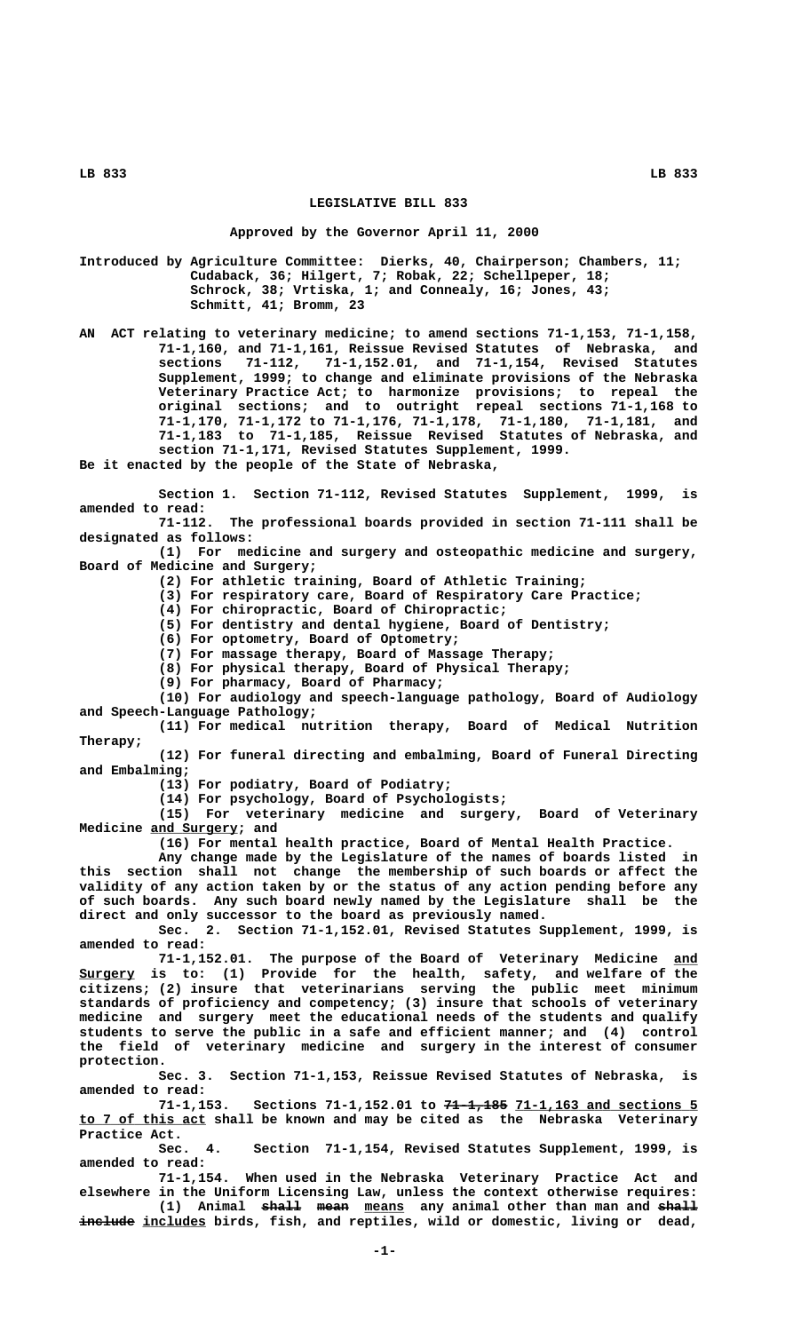# LEGISLATIVE BILL 833

**Approved by the Governor April 11, 2000**

Introduced by Agriculture Committee: Dierks, 40, Chairperson; Chambers, 11; Cudaback, 36; Hilgert, 7; Robak, 22; Schellpeper, 18; Schrock, 38; Vrtiska, 1; and Connealy, 16; Jones, 43; Schmitt, 41; Bromm, 23

AN ACT relating to veterinary medicine; to amend sections 71-1,153, 71-1,158, 71-1,160, and 71-1,161, Reissue Revised Statutes of Nebraska, and sections 71-112, 71-1,152.01, and 71-1,154, Revised Statutes Supplement, 1999; to change and eliminate provisions of the Nebraska Veterinary Practice Act; to harmonize provisions; to repeal the original sections; and to outright repeal sections 71-1,168 to 71-1,170, 71-1,172 to 71-1,176, 71-1,178, 71-1,180, 71-1,181, and 71-1,183 to 71-1,185, Reissue Revised Statutes of Nebraska, and section 71-1,171, Revised Statutes Supplement, 1999.

Be it enacted by the people of the State of Nebraska,

Section 1. Section 71-112, Revised Statutes Supplement, 1999, is amended to read:

71-112. The professional boards provided in section 71-111 shall be designated as follows:

(1) For medicine and surgery and osteopathic medicine and surgery, Board of Medicine and Surgery;

(2) For athletic training, Board of Athletic Training;

(3) For respiratory care, Board of Respiratory Care Practice;

(4) For chiropractic, Board of Chiropractic;

(5) For dentistry and dental hygiene, Board of Dentistry;

(6) For optometry, Board of Optometry;

(7) For massage therapy, Board of Massage Therapy;

(8) For physical therapy, Board of Physical Therapy;

(9) For pharmacy, Board of Pharmacy;

(10) For audiology and speech-language pathology, Board of Audiology and Speech-Language Pathology;

(11) For medical nutrition therapy, Board of Medical Nutrition Therapy;

(12) For funeral directing and embalming, Board of Funeral Directing and Embalming;

(13) For podiatry, Board of Podiatry;

(14) For psychology, Board of Psychologists;

(15) For veterinary medicine and surgery, Board of Veterinary Medicine <u>and Surgery</u>; and

(16) For mental health practice, Board of Mental Health Practice.

Any change made by the Legislature of the names of boards listed in this section shall not change the membership of such boards or affect the validity of any action taken by or the status of any action pending before any of such boards. Any such board newly named by the Legislature shall be the direct and only successor to the board as previously named.

Sec. 2. Section 71-1,152.01, Revised Statutes Supplement, 1999, is amended to read:

71-1,152.01. The purpose of the Board of Veterinary Medicine <u>and Surgery</u> is to: (1) Provide for the health, safety, and welfare of the citizens; (2) insure that veterinarians serving the public meet minimum standards of proficiency and competency; (3) insure that schools of veterinary medicine and surgery meet the educational needs of the students and qualify students to serve the public in a safe and efficient manner; and (4) control the field of veterinary medicine and surgery in the interest of consumer protection.

Sec. 3. Section 71-1,153, Reissue Revised Statutes of Nebraska, is amended to read:

71-1,153. Sections 71-1,152.01 to ~~71-1,185~~ <u>71-1,163 and sections 5 to 7 of this act</u> shall be known and may be cited as the Nebraska Veterinary Practice Act.

Sec. 4. Section 71-1,154, Revised Statutes Supplement, 1999, is amended to read:

71-1,154. When used in the Nebraska Veterinary Practice Act and elsewhere in the Uniform Licensing Law, unless the context otherwise requires:

(1) Animal ~~shall mean~~ <u>means</u> any animal other than man and ~~shall include~~ <u>includes</u> birds, fish, and reptiles, wild or domestic, living or dead,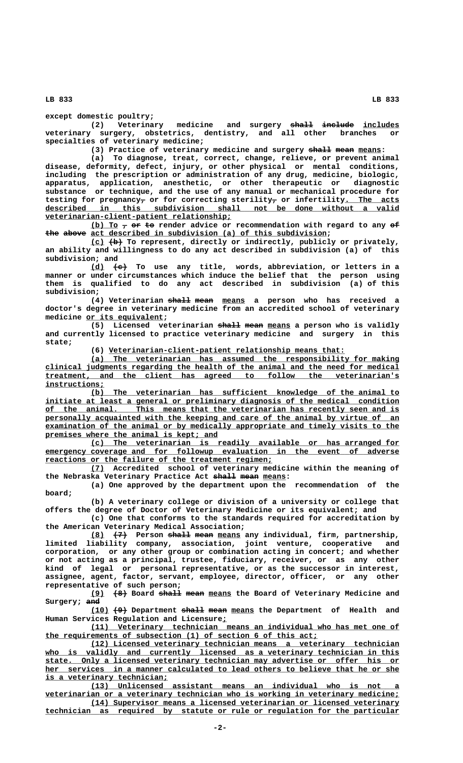except domestic poultry;

(2) Veterinary medicine and surgery ~~shall include~~ includes veterinary surgery, obstetrics, dentistry, and all other branches or specialties of veterinary medicine;

(3) Practice of veterinary medicine and surgery ~~shall mean~~ means:

(a) To diagnose, treat, correct, change, relieve, or prevent animal disease, deformity, defect, injury, or other physical or mental conditions, including the prescription or administration of any drug, medicine, biologic, apparatus, application, anesthetic, or other therapeutic or diagnostic substance or technique, and the use of any manual or mechanical procedure for testing for pregnancy~~,~~ or for correcting sterility~~,~~ or infertility. The acts described in this subdivision shall not be done without a valid veterinarian-client-patient relationship;

(b) To ~~, or to~~ render advice or recommendation with regard to any ~~of the above~~ act described in subdivision (a) of this subdivision;

(c) ~~(b)~~ To represent, directly or indirectly, publicly or privately, an ability and willingness to do any act described in subdivision (a) of this subdivision; and

(d) ~~(c)~~ To use any title, words, abbreviation, or letters in a manner or under circumstances which induce the belief that the person using them is qualified to do any act described in subdivision (a) of this subdivision;

(4) Veterinarian ~~shall mean~~ means a person who has received a doctor's degree in veterinary medicine from an accredited school of veterinary medicine or its equivalent;

(5) Licensed veterinarian ~~shall mean~~ means a person who is validly and currently licensed to practice veterinary medicine and surgery in this state;

(6) Veterinarian-client-patient relationship means that:

(a) The veterinarian has assumed the responsibility for making clinical judgments regarding the health of the animal and the need for medical treatment, and the client has agreed to follow the veterinarian's instructions;

(b) The veterinarian has sufficient knowledge of the animal to initiate at least a general or preliminary diagnosis of the medical condition of the animal. This means that the veterinarian has recently seen and is personally acquainted with the keeping and care of the animal by virtue of an examination of the animal or by medically appropriate and timely visits to the premises where the animal is kept; and

(c) The veterinarian is readily available or has arranged for emergency coverage and for followup evaluation in the event of adverse reactions or the failure of the treatment regimen;

(7) Accredited school of veterinary medicine within the meaning of the Nebraska Veterinary Practice Act ~~shall mean~~ means:

(a) One approved by the department upon the recommendation of the board;

(b) A veterinary college or division of a university or college that offers the degree of Doctor of Veterinary Medicine or its equivalent; and

(c) One that conforms to the standards required for accreditation by the American Veterinary Medical Association;

(8) ~~(7)~~ Person ~~shall mean~~ means any individual, firm, partnership, limited liability company, association, joint venture, cooperative and corporation, or any other group or combination acting in concert; and whether or not acting as a principal, trustee, fiduciary, receiver, or as any other kind of legal or personal representative, or as the successor in interest, assignee, agent, factor, servant, employee, director, officer, or any other representative of such person;

(9) ~~(8)~~ Board ~~shall mean~~ means the Board of Veterinary Medicine and Surgery; ~~and~~

(10) ~~(9)~~ Department ~~shall mean~~ means the Department of Health and Human Services Regulation and Licensure;

(11) Veterinary technician means an individual who has met one of the requirements of subsection (1) of section 6 of this act;

(12) Licensed veterinary technician means a veterinary technician who is validly and currently licensed as a veterinary technician in this state. Only a licensed veterinary technician may advertise or offer his or her services in a manner calculated to lead others to believe that he or she is a veterinary technician;

(13) Unlicensed assistant means an individual who is not a veterinarian or a veterinary technician who is working in veterinary medicine;

(14) Supervisor means a licensed veterinarian or licensed veterinary technician as required by statute or rule or regulation for the particular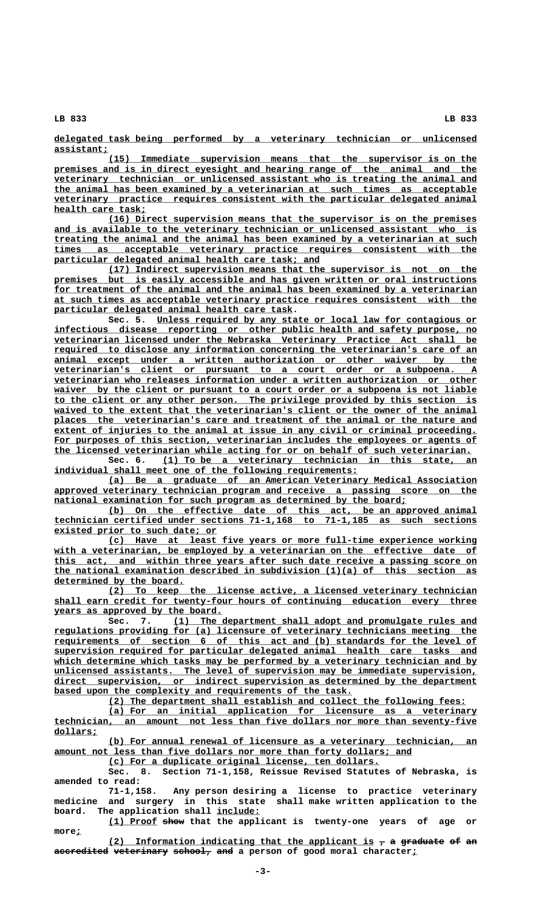delegated task being performed by a veterinary technician or unlicensed assistant;

(15) Immediate supervision means that the supervisor is on the premises and is in direct eyesight and hearing range of the animal and the veterinary technician or unlicensed assistant who is treating the animal and the animal has been examined by a veterinarian at such times as acceptable veterinary practice requires consistent with the particular delegated animal health care task;

(16) Direct supervision means that the supervisor is on the premises and is available to the veterinary technician or unlicensed assistant who is treating the animal and the animal has been examined by a veterinarian at such times as acceptable veterinary practice requires consistent with the particular delegated animal health care task; and

(17) Indirect supervision means that the supervisor is not on the premises but is easily accessible and has given written or oral instructions for treatment of the animal and the animal has been examined by a veterinarian at such times as acceptable veterinary practice requires consistent with the particular delegated animal health care task.

Sec. 5. Unless required by any state or local law for contagious or infectious disease reporting or other public health and safety purpose, no veterinarian licensed under the Nebraska Veterinary Practice Act shall be required to disclose any information concerning the veterinarian's care of an animal except under a written authorization or other waiver by the veterinarian's client or pursuant to a court order or a subpoena. A veterinarian who releases information under a written authorization or other waiver by the client or pursuant to a court order or a subpoena is not liable to the client or any other person. The privilege provided by this section is waived to the extent that the veterinarian's client or the owner of the animal places the veterinarian's care and treatment of the animal or the nature and extent of injuries to the animal at issue in any civil or criminal proceeding. For purposes of this section, veterinarian includes the employees or agents of the licensed veterinarian while acting for or on behalf of such veterinarian.

Sec. 6. (1) To be a veterinary technician in this state, an individual shall meet one of the following requirements:

(a) Be a graduate of an American Veterinary Medical Association approved veterinary technician program and receive a passing score on the national examination for such program as determined by the board;

(b) On the effective date of this act, be an approved animal technician certified under sections 71-1,168 to 71-1,185 as such sections existed prior to such date; or

(c) Have at least five years or more full-time experience working with a veterinarian, be employed by a veterinarian on the effective date of this act, and within three years after such date receive a passing score on the national examination described in subdivision (1)(a) of this section as determined by the board.

(2) To keep the license active, a licensed veterinary technician shall earn credit for twenty-four hours of continuing education every three years as approved by the board.

Sec. 7. (1) The department shall adopt and promulgate rules and regulations providing for (a) licensure of veterinary technicians meeting the requirements of section 6 of this act and (b) standards for the level of supervision required for particular delegated animal health care tasks and which determine which tasks may be performed by a veterinary technician and by unlicensed assistants. The level of supervision may be immediate supervision, direct supervision, or indirect supervision as determined by the department based upon the complexity and requirements of the task.

(2) The department shall establish and collect the following fees:

(a) For an initial application for licensure as a veterinary technician, an amount not less than five dollars nor more than seventy-five dollars;

(b) For annual renewal of licensure as a veterinary technician, an amount not less than five dollars nor more than forty dollars; and

(c) For a duplicate original license, ten dollars.

Sec. 8. Section 71-1,158, Reissue Revised Statutes of Nebraska, is amended to read:

71-1,158. Any person desiring a license to practice veterinary medicine and surgery in this state shall make written application to the board. The application shall include:

(1) Proof ~~show~~ that the applicant is twenty-one years of age or more;

(2) Information indicating that the applicant is ~~, a graduate of an accredited veterinary school, and~~ a person of good moral character;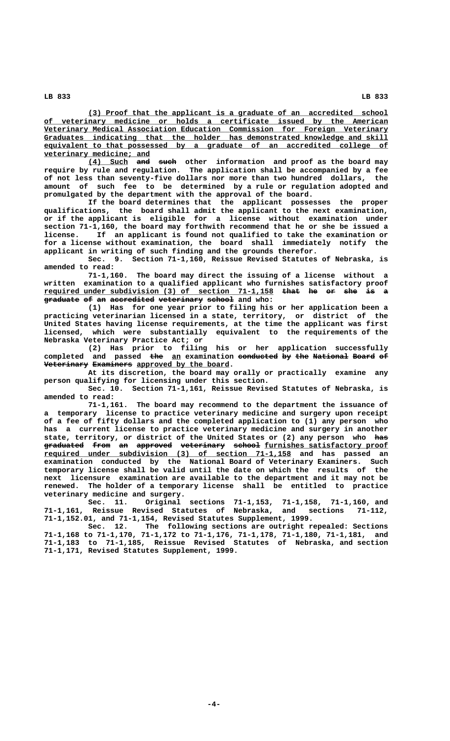(3) Proof that the applicant is a graduate of an accredited school of veterinary medicine or holds a certificate issued by the American Veterinary Medical Association Education Commission for Foreign Veterinary Graduates indicating that the holder has demonstrated knowledge and skill equivalent to that possessed by a graduate of an accredited college of veterinary medicine; and

(4) Such and such other information and proof as the board may require by rule and regulation. The application shall be accompanied by a fee of not less than seventy-five dollars nor more than two hundred dollars, the amount of such fee to be determined by a rule or regulation adopted and promulgated by the department with the approval of the board.

If the board determines that the applicant possesses the proper qualifications, the board shall admit the applicant to the next examination, or if the applicant is eligible for a license without examination under section 71-1,160, the board may forthwith recommend that he or she be issued a license. If an applicant is found not qualified to take the examination or for a license without examination, the board shall immediately notify the applicant in writing of such finding and the grounds therefor.

Sec. 9. Section 71-1,160, Reissue Revised Statutes of Nebraska, is amended to read:

71-1,160. The board may direct the issuing of a license without a written examination to a qualified applicant who furnishes satisfactory proof required under subdivision (3) of section 71-1,158 that he or she is a graduate of an accredited veterinary school and who:

(1) Has for one year prior to filing his or her application been a practicing veterinarian licensed in a state, territory, or district of the United States having license requirements, at the time the applicant was first licensed, which were substantially equivalent to the requirements of the Nebraska Veterinary Practice Act; or

(2) Has prior to filing his or her application successfully completed and passed the an examination conducted by the National Board of Veterinary Examiners approved by the board.

At its discretion, the board may orally or practically examine any person qualifying for licensing under this section.

Sec. 10. Section 71-1,161, Reissue Revised Statutes of Nebraska, is amended to read:

71-1,161. The board may recommend to the department the issuance of a temporary license to practice veterinary medicine and surgery upon receipt of a fee of fifty dollars and the completed application to (1) any person who has a current license to practice veterinary medicine and surgery in another state, territory, or district of the United States or (2) any person who has graduated from an approved veterinary school furnishes satisfactory proof required under subdivision (3) of section 71-1,158 and has passed an examination conducted by the National Board of Veterinary Examiners. Such temporary license shall be valid until the date on which the results of the next licensure examination are available to the department and it may not be renewed. The holder of a temporary license shall be entitled to practice veterinary medicine and surgery.

Sec. 11. Original sections 71-1,153, 71-1,158, 71-1,160, and 71-1,161, Reissue Revised Statutes of Nebraska, and sections 71-112, 71-1,152.01, and 71-1,154, Revised Statutes Supplement, 1999.

Sec. 12. The following sections are outright repealed: Sections 71-1,168 to 71-1,170, 71-1,172 to 71-1,176, 71-1,178, 71-1,180, 71-1,181, and 71-1,183 to 71-1,185, Reissue Revised Statutes of Nebraska, and section 71-1,171, Revised Statutes Supplement, 1999.